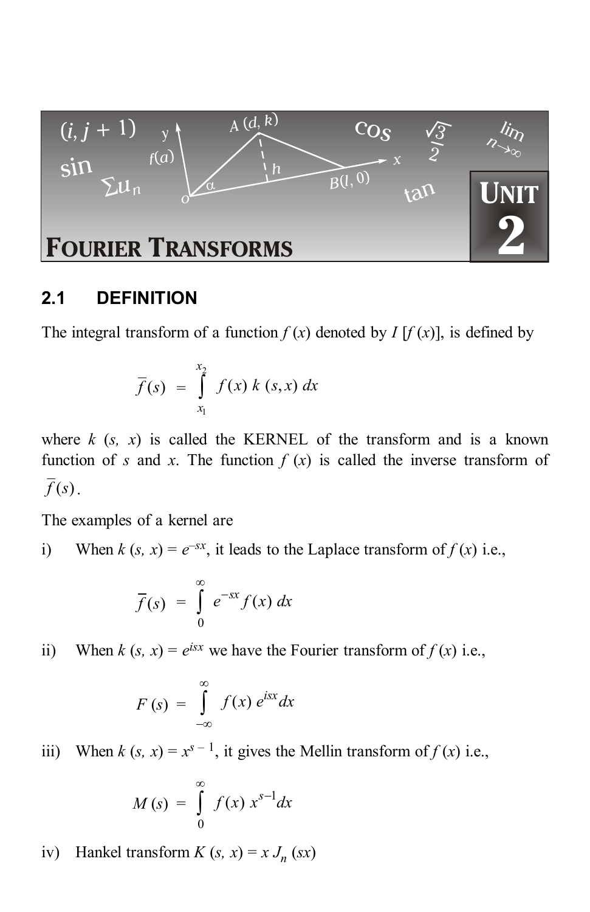# UNIT 2

# FOURIER TRANSFORMS

## 2.1 DEFINITION

The integral transform of a function $f(x)$ denoted by $I[f(x)]$, is defined by

$$\bar{f}(s) = \int_{x_1}^{x_2} f(x)\, k(s, x)\, dx$$

where $k(s, x)$ is called the KERNEL of the transform and is a known function of $s$ and $x$. The function $f(x)$ is called the inverse transform of $\bar{f}(s)$.

The examples of a kernel are

i) When $k(s, x) = e^{-sx}$, it leads to the Laplace transform of $f(x)$ i.e.,

$$\bar{f}(s) = \int_{0}^{\infty} e^{-sx} f(x)\, dx$$

ii) When $k(s, x) = e^{isx}$ we have the Fourier transform of $f(x)$ i.e.,

$$F(s) = \int_{-\infty}^{\infty} f(x)\, e^{isx} dx$$

iii) When $k(s, x) = x^{s-1}$, it gives the Mellin transform of $f(x)$ i.e.,

$$M(s) = \int_{0}^{\infty} f(x)\, x^{s-1} dx$$

iv) Hankel transform $K(s, x) = x\, J_n(sx)$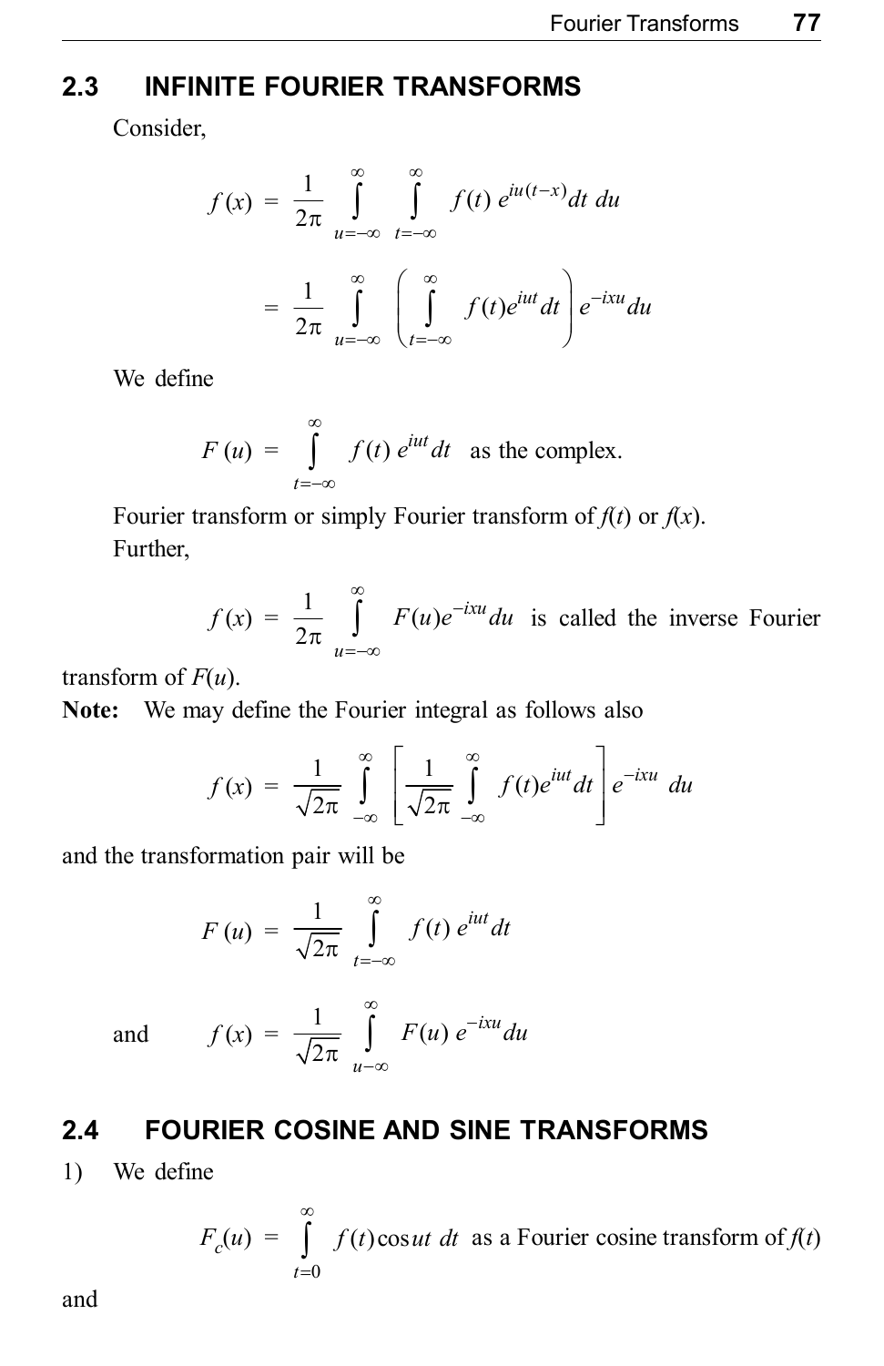## 2.3 INFINITE FOURIER TRANSFORMS

Consider,

$$f(x) = \frac{1}{2\pi} \int_{u=-\infty}^{\infty} \int_{t=-\infty}^{\infty} f(t)\, e^{iu(t-x)} dt\, du$$

$$= \frac{1}{2\pi} \int_{u=-\infty}^{\infty} \left( \int_{t=-\infty}^{\infty} f(t) e^{iut} dt \right) e^{-ixu} du$$

We define

$$F(u) = \int_{t=-\infty}^{\infty} f(t)\, e^{iut}\, dt \quad \text{as the complex.}$$

Fourier transform or simply Fourier transform of $f(t)$ or $f(x)$.

Further,

$$f(x) = \frac{1}{2\pi} \int_{u=-\infty}^{\infty} F(u) e^{-ixu} du \quad \text{is called the inverse Fourier}$$

transform of $F(u)$.

**Note:** We may define the Fourier integral as follows also

$$f(x) = \frac{1}{\sqrt{2\pi}} \int_{-\infty}^{\infty} \left[ \frac{1}{\sqrt{2\pi}} \int_{-\infty}^{\infty} f(t) e^{iut} dt \right] e^{-ixu}\, du$$

and the transformation pair will be

$$F(u) = \frac{1}{\sqrt{2\pi}} \int_{t=-\infty}^{\infty} f(t)\, e^{iut}\, dt$$

and
$$f(x) = \frac{1}{\sqrt{2\pi}} \int_{u-\infty}^{\infty} F(u)\, e^{-ixu} du$$

## 2.4 FOURIER COSINE AND SINE TRANSFORMS

1) We define

$$F_c(u) = \int_{t=0}^{\infty} f(t) \cos ut\; dt \quad \text{as a Fourier cosine transform of } f(t)$$

and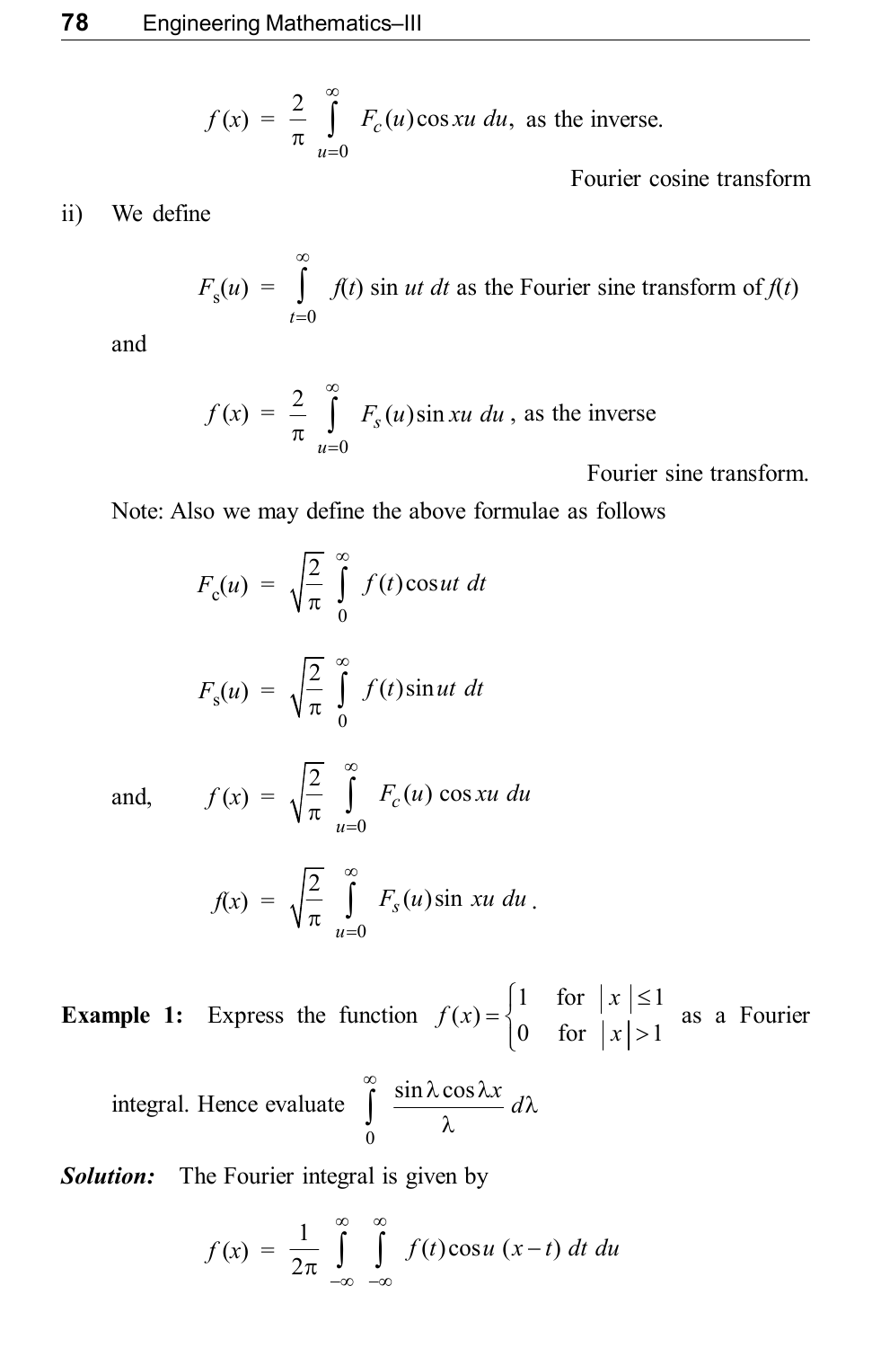$$f(x) = \frac{2}{\pi} \int_{u=0}^{\infty} F_c(u) \cos xu \, du, \text{ as the inverse.}$$

Fourier cosine transform

ii) We define

$$F_s(u) = \int_{t=0}^{\infty} f(t) \sin ut \, dt \text{ as the Fourier sine transform of } f(t)$$

and

$$f(x) = \frac{2}{\pi} \int_{u=0}^{\infty} F_s(u) \sin xu \, du \text{ , as the inverse}$$

Fourier sine transform.

Note: Also we may define the above formulae as follows

$$F_c(u) = \sqrt{\frac{2}{\pi}} \int_0^{\infty} f(t) \cos ut \, dt$$

$$F_s(u) = \sqrt{\frac{2}{\pi}} \int_0^{\infty} f(t) \sin ut \, dt$$

and,

$$f(x) = \sqrt{\frac{2}{\pi}} \int_{u=0}^{\infty} F_c(u) \cos xu \, du$$

$$f(x) = \sqrt{\frac{2}{\pi}} \int_{u=0}^{\infty} F_s(u) \sin xu \, du .$$

**Example 1:** Express the function $f(x) = \begin{cases} 1 & \text{for } |x| \leq 1 \\ 0 & \text{for } |x| > 1 \end{cases}$ as a Fourier integral. Hence evaluate $\int_0^{\infty} \frac{\sin \lambda \cos \lambda x}{\lambda} d\lambda$

***Solution:*** The Fourier integral is given by

$$f(x) = \frac{1}{2\pi} \int_{-\infty}^{\infty} \int_{-\infty}^{\infty} f(t) \cos u \, (x - t) \, dt \, du$$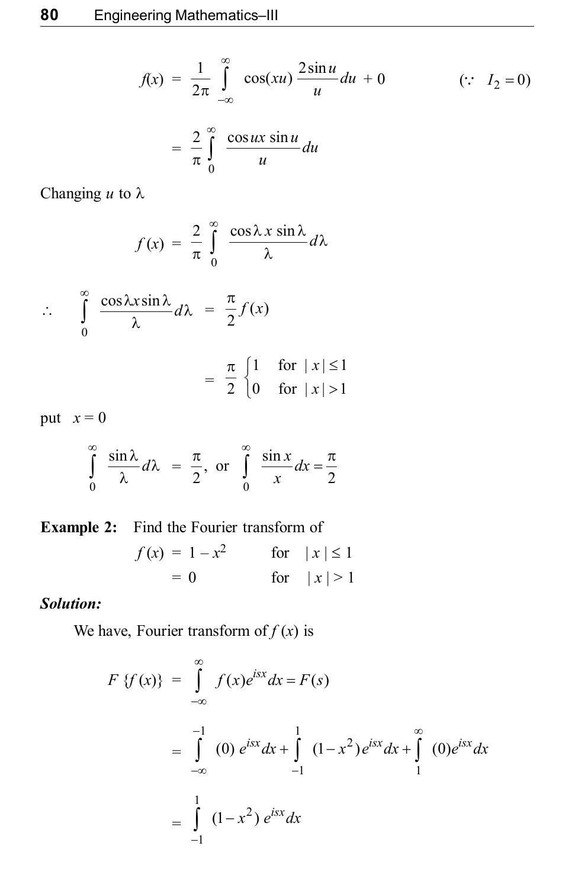$$f(x) = \frac{1}{2\pi}\int_{-\infty}^{\infty} \cos(xu)\,\frac{2\sin u}{u}\,du + 0 \qquad (\because\ I_2 = 0)$$

$$= \frac{2}{\pi}\int_{0}^{\infty} \frac{\cos ux\,\sin u}{u}\,du$$

Changing $u$ to $\lambda$

$$f(x) = \frac{2}{\pi}\int_{0}^{\infty} \frac{\cos\lambda x\,\sin\lambda}{\lambda}\,d\lambda$$

$$\therefore \quad \int_{0}^{\infty} \frac{\cos\lambda x\sin\lambda}{\lambda}\,d\lambda = \frac{\pi}{2}f(x)$$

$$= \frac{\pi}{2}\begin{cases} 1 & \text{for } |x| \le 1 \\ 0 & \text{for } |x| > 1 \end{cases}$$

put $x = 0$

$$\int_{0}^{\infty} \frac{\sin\lambda}{\lambda}\,d\lambda = \frac{\pi}{2}, \text{ or } \int_{0}^{\infty} \frac{\sin x}{x}\,dx = \frac{\pi}{2}$$

**Example 2:** Find the Fourier transform of

$$f(x) = 1 - x^2 \qquad \text{for } |x| \le 1$$
$$= 0 \qquad \text{for } |x| > 1$$

***Solution:***

We have, Fourier transform of $f(x)$ is

$$F\{f(x)\} = \int_{-\infty}^{\infty} f(x)e^{isx}\,dx = F(s)$$

$$= \int_{-\infty}^{-1} (0)\,e^{isx}\,dx + \int_{-1}^{1} (1-x^2)\,e^{isx}\,dx + \int_{1}^{\infty} (0)e^{isx}\,dx$$

$$= \int_{-1}^{1} (1-x^2)\,e^{isx}\,dx$$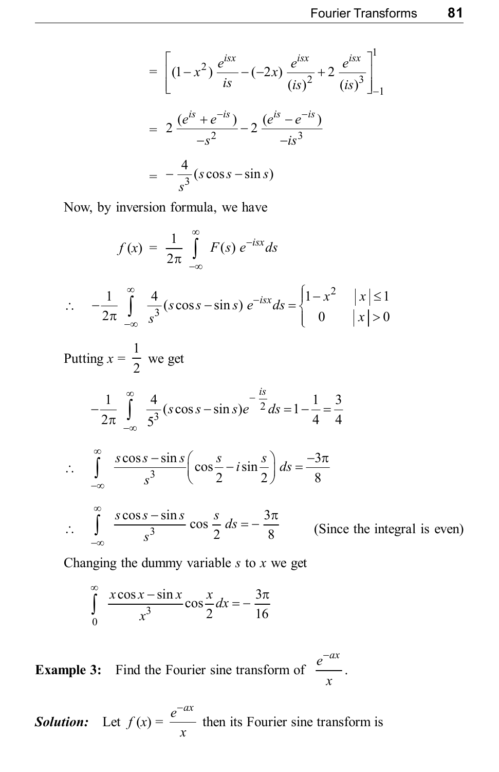$$= \left[ (1-x^2)\,\frac{e^{isx}}{is} - (-2x)\,\frac{e^{isx}}{(is)^2} + 2\,\frac{e^{isx}}{(is)^3} \right]_{-1}^{1}$$

$$= 2\,\frac{(e^{is}+e^{-is})}{-s^2} - 2\,\frac{(e^{is}-e^{-is})}{-is^3}$$

$$= -\frac{4}{s^3}(s\cos s - \sin s)$$

Now, by inversion formula, we have

$$f(x) = \frac{1}{2\pi}\int_{-\infty}^{\infty} F(s)\, e^{-isx} ds$$

$$\therefore \quad -\frac{1}{2\pi}\int_{-\infty}^{\infty} \frac{4}{s^3}(s\cos s - \sin s)\, e^{-isx} ds = \begin{cases} 1-x^2 & |x| \le 1 \\ 0 & |x| > 0 \end{cases}$$

Putting $x = \dfrac{1}{2}$ we get

$$-\frac{1}{2\pi}\int_{-\infty}^{\infty} \frac{4}{5^3}(s\cos s - \sin s) e^{-\frac{is}{2}} ds = 1 - \frac{1}{4} = \frac{3}{4}$$

$$\therefore \quad \int_{-\infty}^{\infty} \frac{s\cos s - \sin s}{s^3}\left(\cos\frac{s}{2} - i\sin\frac{s}{2}\right) ds = \frac{-3\pi}{8}$$

$$\therefore \quad \int_{-\infty}^{\infty} \frac{s\cos s - \sin s}{s^3}\cos\frac{s}{2}\, ds = -\frac{3\pi}{8} \qquad \text{(Since the integral is even)}$$

Changing the dummy variable $s$ to $x$ we get

$$\int_{0}^{\infty} \frac{x\cos x - \sin x}{x^3}\cos\frac{x}{2}\, dx = -\frac{3\pi}{16}$$

**Example 3:** Find the Fourier sine transform of $\dfrac{e^{-ax}}{x}$.

***Solution:*** Let $f(x) = \dfrac{e^{-ax}}{x}$ then its Fourier sine transform is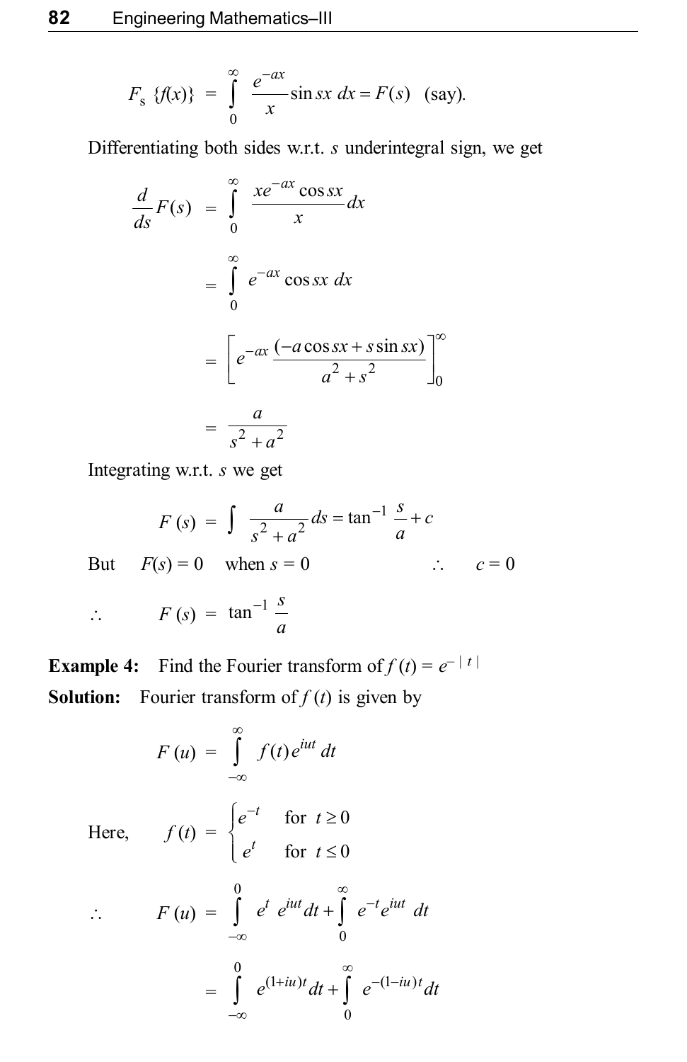$$F_s\{f(x)\} = \int_0^\infty \frac{e^{-ax}}{x} \sin sx \, dx = F(s) \quad \text{(say).}$$

Differentiating both sides w.r.t. $s$ underintegral sign, we get

$$\frac{d}{ds} F(s) = \int_0^\infty \frac{xe^{-ax} \cos sx}{x} dx$$

$$= \int_0^\infty e^{-ax} \cos sx \, dx$$

$$= \left[ e^{-ax} \frac{(-a \cos sx + s \sin sx)}{a^2 + s^2} \right]_0^\infty$$

$$= \frac{a}{s^2 + a^2}$$

Integrating w.r.t. $s$ we get

$$F(s) = \int \frac{a}{s^2 + a^2} ds = \tan^{-1} \frac{s}{a} + c$$

But $\quad F(s) = 0 \quad$ when $s = 0 \qquad \therefore \quad c = 0$

$$\therefore \qquad F(s) = \tan^{-1} \frac{s}{a}$$

**Example 4:** Find the Fourier transform of $f(t) = e^{-|t|}$

**Solution:** Fourier transform of $f(t)$ is given by

$$F(u) = \int_{-\infty}^{\infty} f(t) e^{iut} \, dt$$

Here,

$$f(t) = \begin{cases} e^{-t} & \text{for } t \geq 0 \\ e^{t} & \text{for } t \leq 0 \end{cases}$$

$$\therefore \qquad F(u) = \int_{-\infty}^{0} e^{t} e^{iut} dt + \int_{0}^{\infty} e^{-t} e^{iut} \, dt$$

$$= \int_{-\infty}^{0} e^{(1+iu)t} dt + \int_{0}^{\infty} e^{-(1-iu)t} dt$$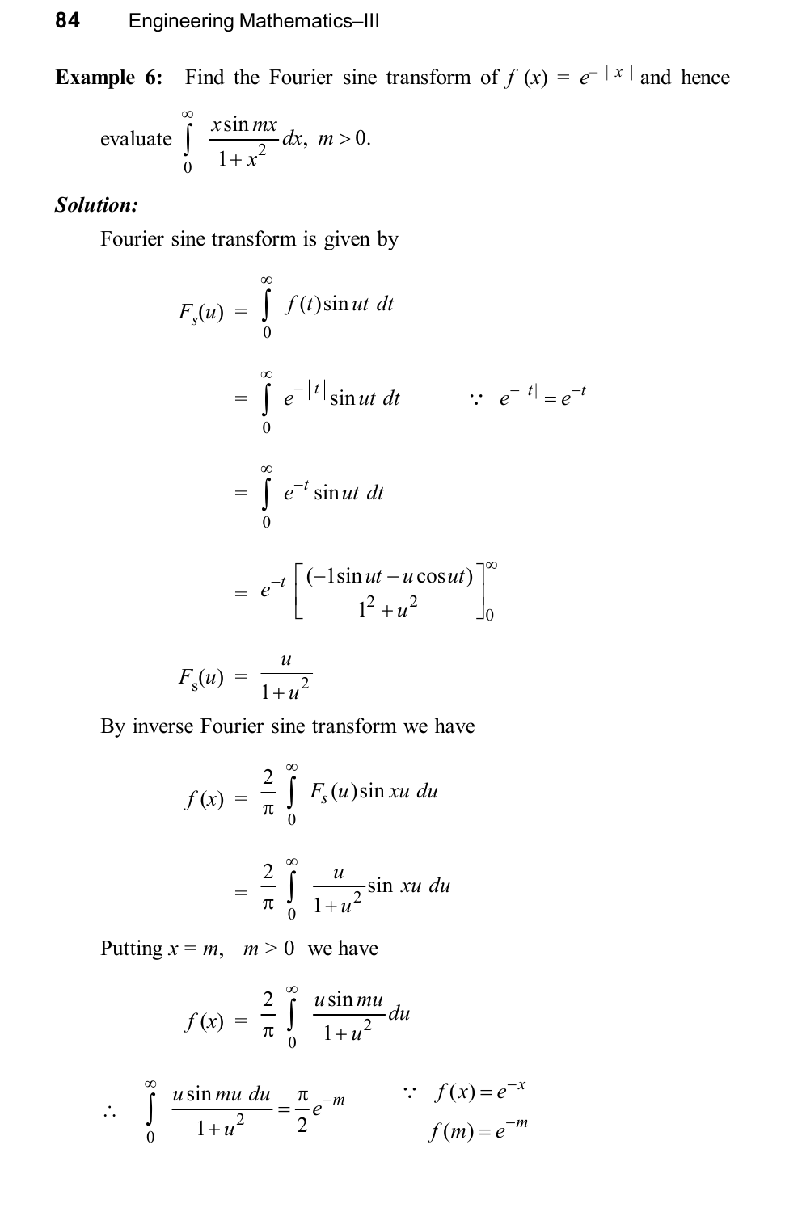**Example 6:** Find the Fourier sine transform of $f(x) = e^{-|x|}$ and hence evaluate $\int_0^\infty \frac{x \sin mx}{1+x^2} dx, \; m > 0.$

***Solution:***

Fourier sine transform is given by

$$F_s(u) = \int_0^\infty f(t) \sin ut \; dt$$

$$= \int_0^\infty e^{-|t|} \sin ut \; dt \qquad \because \; e^{-|t|} = e^{-t}$$

$$= \int_0^\infty e^{-t} \sin ut \; dt$$

$$= e^{-t} \left[ \frac{(-1 \sin ut - u \cos ut)}{1^2 + u^2} \right]_0^\infty$$

$$F_s(u) = \frac{u}{1+u^2}$$

By inverse Fourier sine transform we have

$$f(x) = \frac{2}{\pi} \int_0^\infty F_s(u) \sin xu \; du$$

$$= \frac{2}{\pi} \int_0^\infty \frac{u}{1+u^2} \sin \; xu \; du$$

Putting $x = m, \quad m > 0$ we have

$$f(x) = \frac{2}{\pi} \int_0^\infty \frac{u \sin mu}{1+u^2} du$$

$$\therefore \quad \int_0^\infty \frac{u \sin mu \; du}{1+u^2} = \frac{\pi}{2} e^{-m} \qquad \because \; f(x) = e^{-x}, \quad f(m) = e^{-m}$$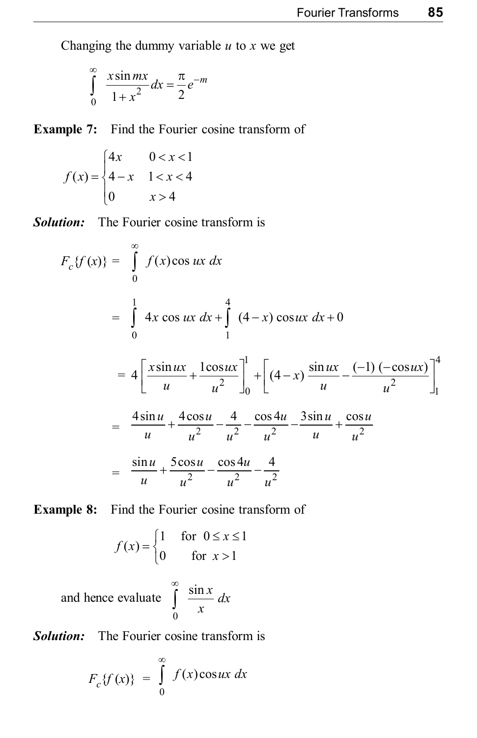Changing the dummy variable $u$ to $x$ we get

$$\int_0^{\infty} \frac{x \sin mx}{1+x^2} dx = \frac{\pi}{2} e^{-m}$$

**Example 7:** Find the Fourier cosine transform of

$$f(x) = \begin{cases} 4x & 0 < x < 1 \\ 4 - x & 1 < x < 4 \\ 0 & x > 4 \end{cases}$$

***Solution:*** The Fourier cosine transform is

$$F_c\{f(x)\} = \int_0^{\infty} f(x) \cos ux \, dx$$

$$= \int_0^1 4x \cos ux \, dx + \int_1^4 (4-x) \cos ux \, dx + 0$$

$$= 4\left[\frac{x \sin ux}{u} + \frac{1 \cos ux}{u^2}\right]_0^1 + \left[(4-x)\frac{\sin ux}{u} - \frac{(-1)(-\cos ux)}{u^2}\right]_1^4$$

$$= \frac{4\sin u}{u} + \frac{4\cos u}{u^2} - \frac{4}{u^2} - \frac{\cos 4u}{u^2} - \frac{3\sin u}{u} + \frac{\cos u}{u^2}$$

$$= \frac{\sin u}{u} + \frac{5\cos u}{u^2} - \frac{\cos 4u}{u^2} - \frac{4}{u^2}$$

**Example 8:** Find the Fourier cosine transform of

$$f(x) = \begin{cases} 1 & \text{for } 0 \le x \le 1 \\ 0 & \text{for } x > 1 \end{cases}$$

and hence evaluate $\int_0^{\infty} \frac{\sin x}{x} dx$

***Solution:*** The Fourier cosine transform is

$$F_c\{f(x)\} = \int_0^{\infty} f(x) \cos ux \, dx$$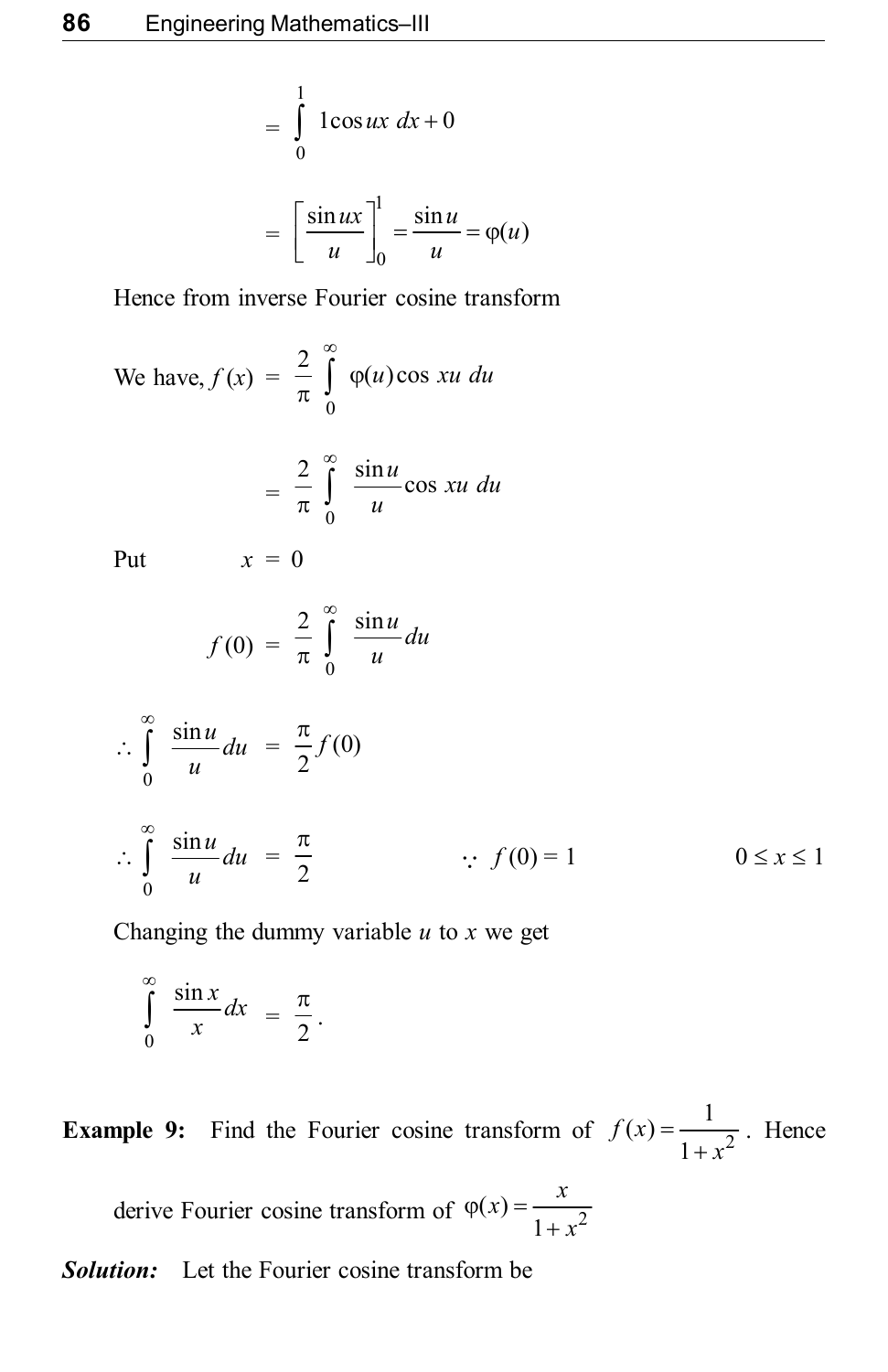$$= \int_0^1 1\cos ux \, dx + 0$$

$$= \left[\frac{\sin ux}{u}\right]_0^1 = \frac{\sin u}{u} = \varphi(u)$$

Hence from inverse Fourier cosine transform

$$\text{We have, } f(x) = \frac{2}{\pi}\int_0^\infty \varphi(u)\cos xu \, du$$

$$= \frac{2}{\pi}\int_0^\infty \frac{\sin u}{u}\cos xu \, du$$

Put $x = 0$

$$f(0) = \frac{2}{\pi}\int_0^\infty \frac{\sin u}{u} du$$

$$\therefore \int_0^\infty \frac{\sin u}{u} du = \frac{\pi}{2} f(0)$$

$$\therefore \int_0^\infty \frac{\sin u}{u} du = \frac{\pi}{2} \qquad \because f(0) = 1 \qquad 0 \le x \le 1$$

Changing the dummy variable $u$ to $x$ we get

$$\int_0^\infty \frac{\sin x}{x} dx = \frac{\pi}{2}.$$

**Example 9:** Find the Fourier cosine transform of $f(x) = \dfrac{1}{1+x^2}$. Hence derive Fourier cosine transform of $\varphi(x) = \dfrac{x}{1+x^2}$

***Solution:*** Let the Fourier cosine transform be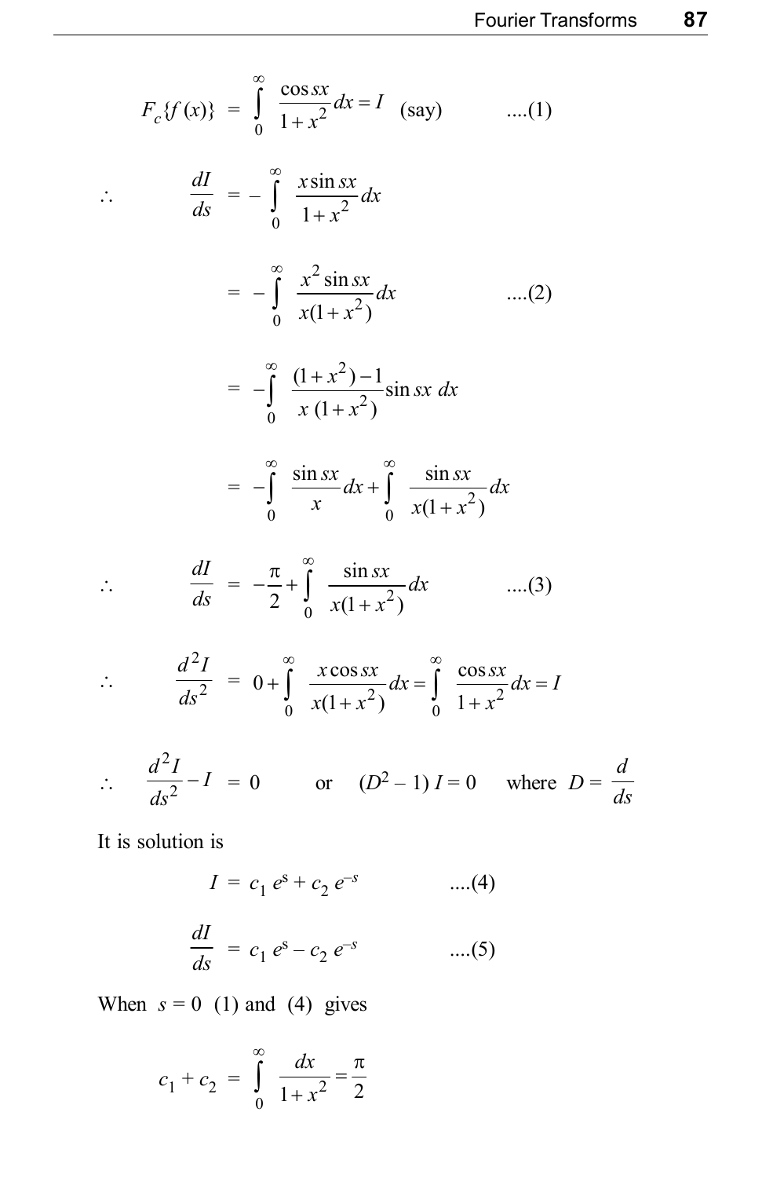$$F_c\{f(x)\} = \int_0^\infty \frac{\cos sx}{1+x^2}\,dx = I \quad \text{(say)} \qquad ....(1)$$

$$\therefore \quad \frac{dI}{ds} = -\int_0^\infty \frac{x \sin sx}{1+x^2}\,dx$$

$$= -\int_0^\infty \frac{x^2 \sin sx}{x(1+x^2)}\,dx \qquad ....(2)$$

$$= -\int_0^\infty \frac{(1+x^2)-1}{x\,(1+x^2)} \sin sx\; dx$$

$$= -\int_0^\infty \frac{\sin sx}{x}\,dx + \int_0^\infty \frac{\sin sx}{x(1+x^2)}\,dx$$

$$\therefore \quad \frac{dI}{ds} = -\frac{\pi}{2} + \int_0^\infty \frac{\sin sx}{x(1+x^2)}\,dx \qquad ....(3)$$

$$\therefore \quad \frac{d^2 I}{ds^2} = 0 + \int_0^\infty \frac{x \cos sx}{x(1+x^2)}\,dx = \int_0^\infty \frac{\cos sx}{1+x^2}\,dx = I$$

$$\therefore \quad \frac{d^2 I}{ds^2} - I = 0 \qquad \text{or} \qquad (D^2 - 1)\,I = 0 \qquad \text{where } D = \frac{d}{ds}$$

It is solution is

$$I = c_1\, e^{s} + c_2\, e^{-s} \qquad ....(4)$$

$$\frac{dI}{ds} = c_1\, e^{s} - c_2\, e^{-s} \qquad ....(5)$$

When $s = 0$ (1) and (4) gives

$$c_1 + c_2 = \int_0^\infty \frac{dx}{1+x^2} = \frac{\pi}{2}$$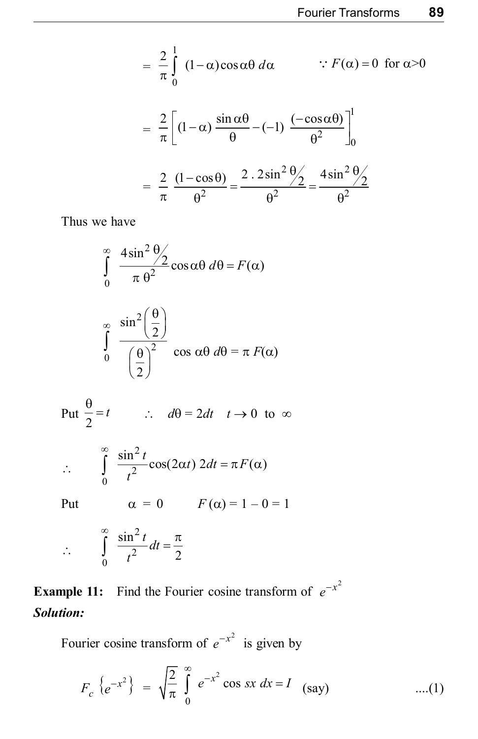$$= \frac{2}{\pi}\int_0^1 (1-\alpha)\cos\alpha\theta\, d\alpha \qquad \because F(\alpha)=0 \text{ for } \alpha>0$$

$$= \frac{2}{\pi}\left[(1-\alpha)\frac{\sin\alpha\theta}{\theta} - (-1)\frac{(-\cos\alpha\theta)}{\theta^2}\right]_0^1$$

$$= \frac{2}{\pi}\frac{(1-\cos\theta)}{\theta^2} = \frac{2\,.\,2\sin^2\theta/2}{\theta^2} = \frac{4\sin^2\theta/2}{\theta^2}$$

Thus we have

$$\int_0^\infty \frac{4\sin^2\theta/2}{\pi\,\theta^2}\cos\alpha\theta\, d\theta = F(\alpha)$$

$$\int_0^\infty \frac{\sin^2\left(\frac{\theta}{2}\right)}{\left(\frac{\theta}{2}\right)^2}\cos\alpha\theta\, d\theta = \pi F(\alpha)$$

Put $\frac{\theta}{2} = t \qquad \therefore \quad d\theta = 2dt \quad t \to 0 \text{ to } \infty$

$$\therefore \quad \int_0^\infty \frac{\sin^2 t}{t^2}\cos(2\alpha t)\, 2dt = \pi F(\alpha)$$

Put $\qquad \alpha = 0 \qquad F(\alpha) = 1 - 0 = 1$

$$\therefore \quad \int_0^\infty \frac{\sin^2 t}{t^2}dt = \frac{\pi}{2}$$

**Example 11:** Find the Fourier cosine transform of $e^{-x^2}$

***Solution:***

Fourier cosine transform of $e^{-x^2}$ is given by

$$F_c\left\{e^{-x^2}\right\} = \sqrt{\frac{2}{\pi}}\int_0^\infty e^{-x^2}\cos sx\, dx = I \quad \text{(say)} \qquad ....(1)$$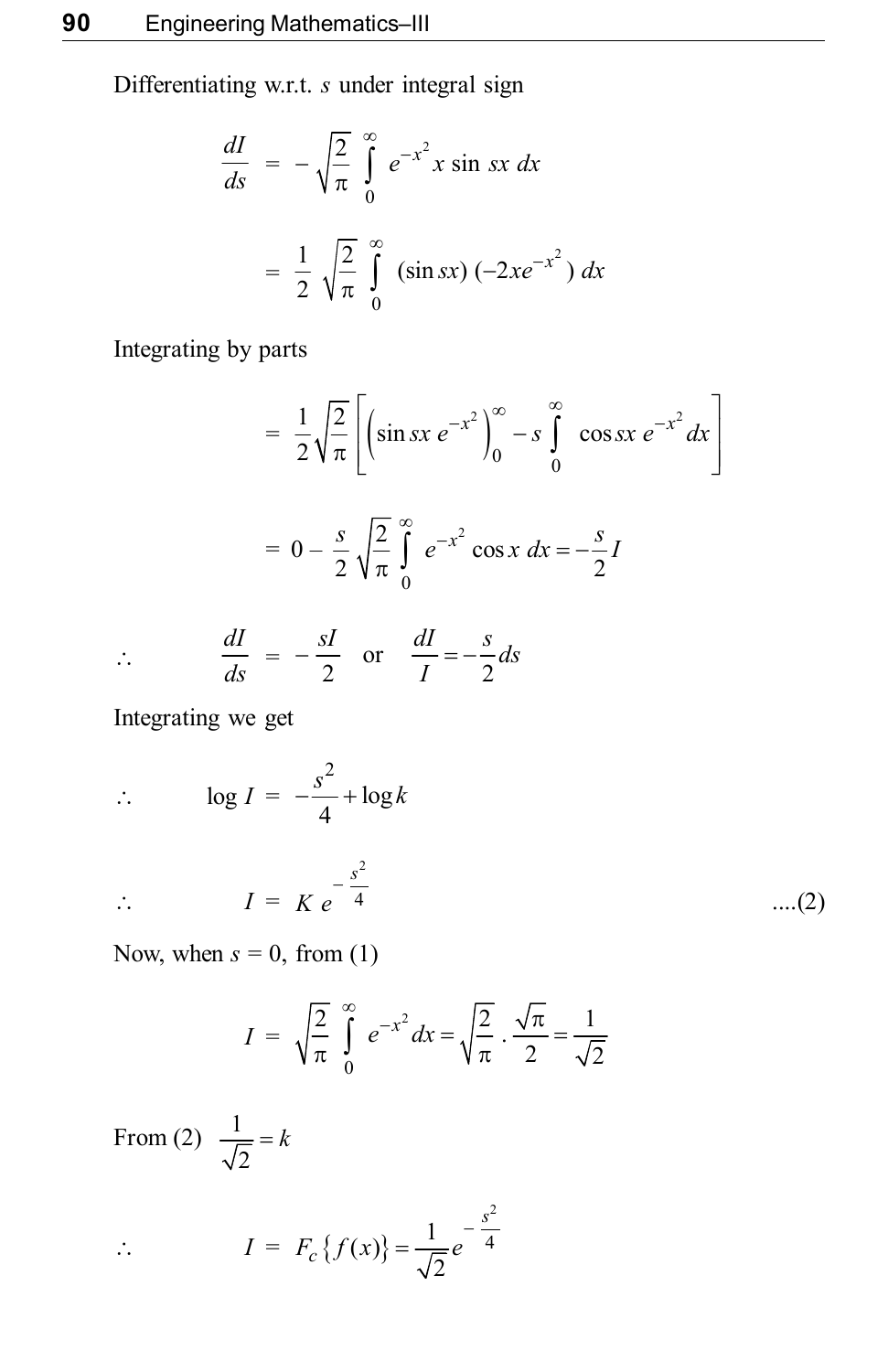Differentiating w.r.t. $s$ under integral sign

$$\frac{dI}{ds} = -\sqrt{\frac{2}{\pi}} \int_0^\infty e^{-x^2} x \sin sx \, dx$$

$$= \frac{1}{2}\sqrt{\frac{2}{\pi}} \int_0^\infty (\sin sx)(-2xe^{-x^2})\, dx$$

Integrating by parts

$$= \frac{1}{2}\sqrt{\frac{2}{\pi}} \left[ \left( \sin sx \, e^{-x^2} \right)_0^\infty - s \int_0^\infty \cos sx \, e^{-x^2} dx \right]$$

$$= 0 - \frac{s}{2}\sqrt{\frac{2}{\pi}} \int_0^\infty e^{-x^2} \cos x \, dx = -\frac{s}{2} I$$

$$\therefore \quad \frac{dI}{ds} = -\frac{sI}{2} \quad \text{or} \quad \frac{dI}{I} = -\frac{s}{2} ds$$

Integrating we get

$$\therefore \quad \log I = -\frac{s^2}{4} + \log k$$

$$\therefore \quad I = K e^{-\frac{s^2}{4}} \qquad \text{....(2)}$$

Now, when $s = 0$, from (1)

$$I = \sqrt{\frac{2}{\pi}} \int_0^\infty e^{-x^2} dx = \sqrt{\frac{2}{\pi}} \cdot \frac{\sqrt{\pi}}{2} = \frac{1}{\sqrt{2}}$$

From (2) $\frac{1}{\sqrt{2}} = k$

$$\therefore \quad I = F_c\{f(x)\} = \frac{1}{\sqrt{2}} e^{-\frac{s^2}{4}}$$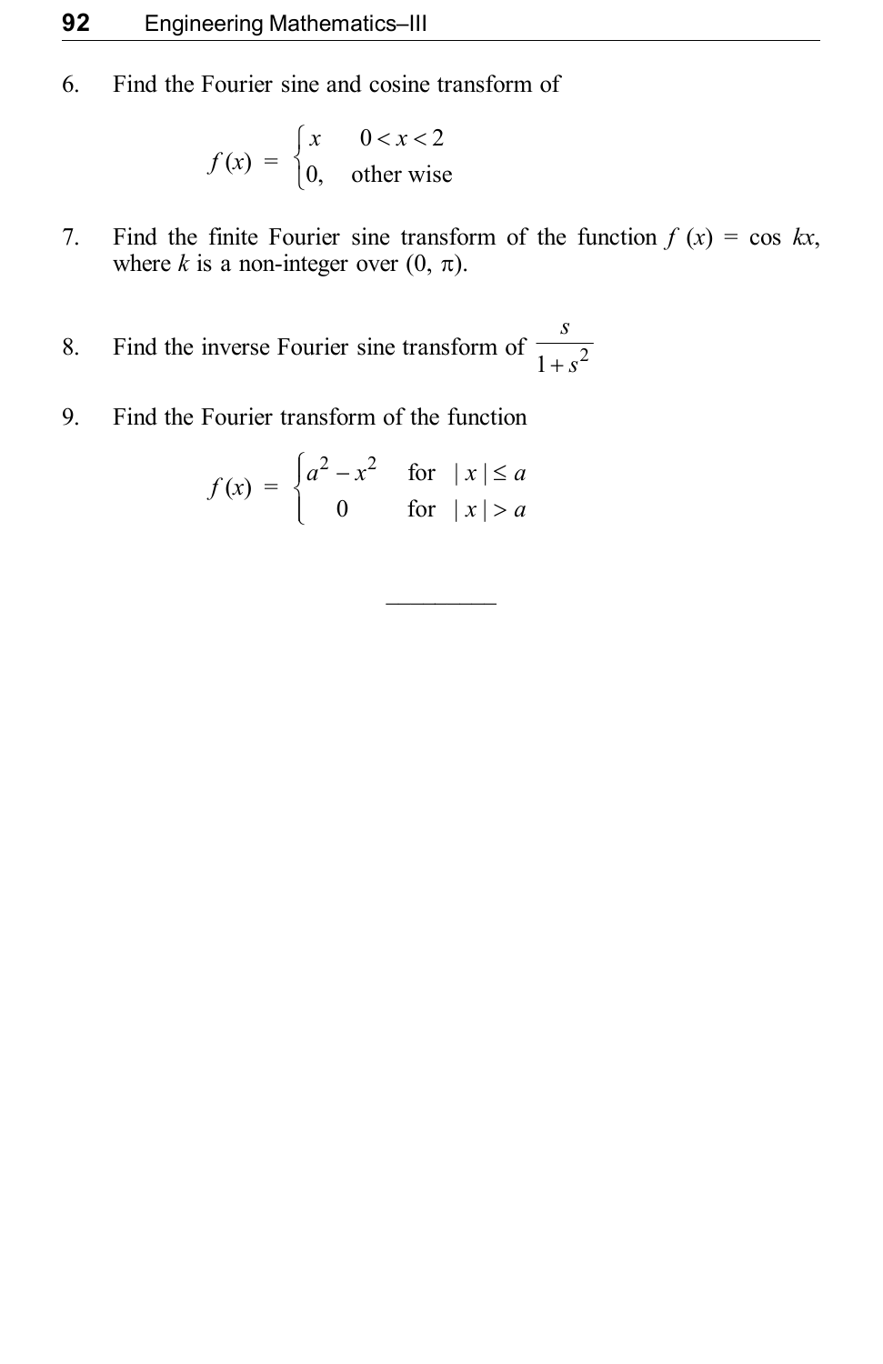6. Find the Fourier sine and cosine transform of

$$f(x) = \begin{cases} x & 0 < x < 2 \\ 0, & \text{other wise} \end{cases}$$

7. Find the finite Fourier sine transform of the function $f(x) = \cos kx$, where $k$ is a non-integer over $(0, \pi)$.

8. Find the inverse Fourier sine transform of $\dfrac{s}{1+s^2}$

9. Find the Fourier transform of the function

$$f(x) = \begin{cases} a^2 - x^2 & \text{for } |x| \le a \\ 0 & \text{for } |x| > a \end{cases}$$